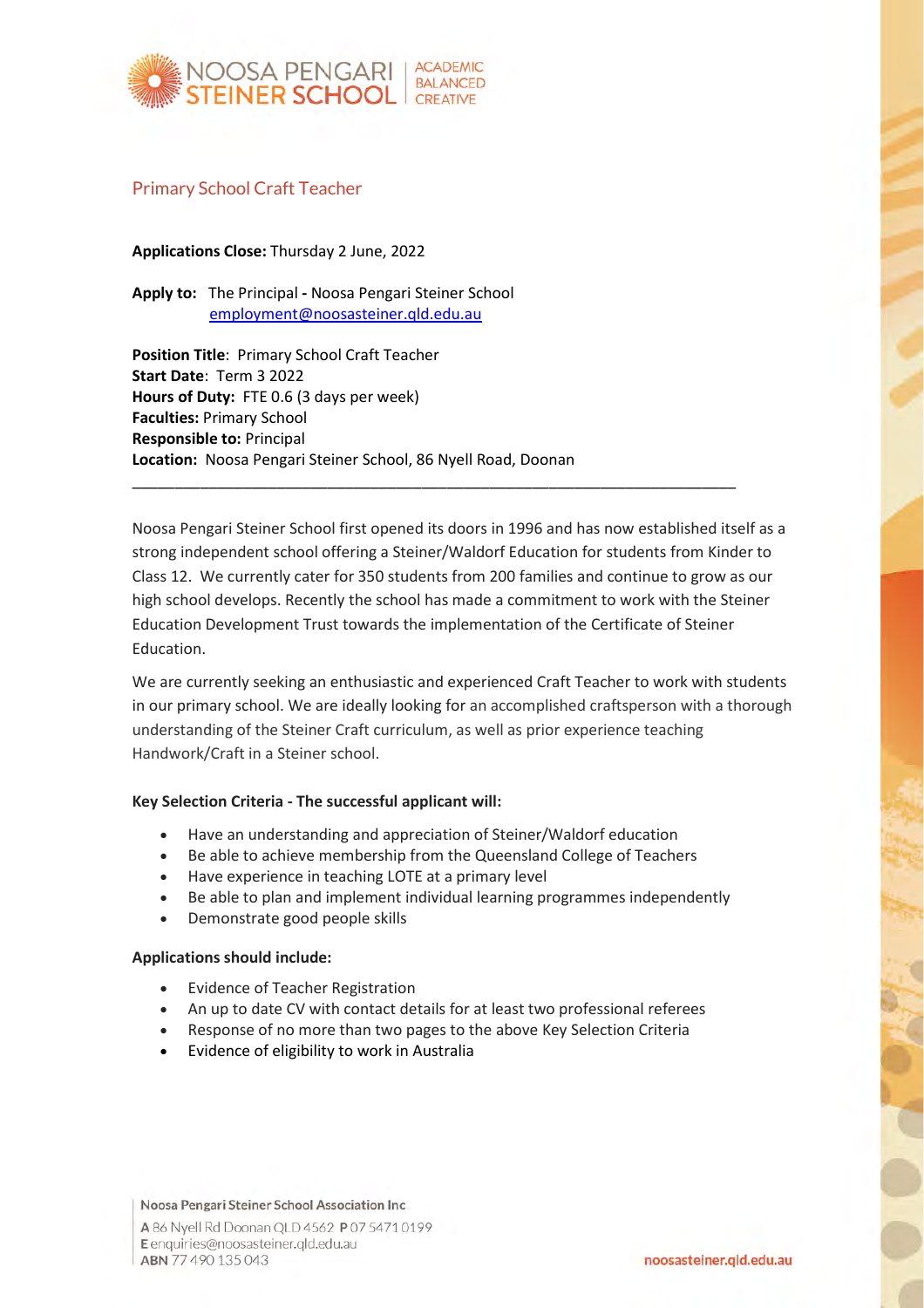# Primary School Craft Teacher

**Applications Close:** Thursday 2 June, 2022

**Apply to:** The Principal **-** Noosa Pengari Steiner School
employment@noosasteiner.qld.edu.au

**Position Title**: Primary School Craft Teacher
**Start Date**: Term 3 2022
**Hours of Duty:** FTE 0.6 (3 days per week)
**Faculties:** Primary School
**Responsible to:** Principal
**Location:** Noosa Pengari Steiner School, 86 Nyell Road, Doonan

---

Noosa Pengari Steiner School first opened its doors in 1996 and has now established itself as a strong independent school offering a Steiner/Waldorf Education for students from Kinder to Class 12. We currently cater for 350 students from 200 families and continue to grow as our high school develops. Recently the school has made a commitment to work with the Steiner Education Development Trust towards the implementation of the Certificate of Steiner Education.

We are currently seeking an enthusiastic and experienced Craft Teacher to work with students in our primary school. We are ideally looking for an accomplished craftsperson with a thorough understanding of the Steiner Craft curriculum, as well as prior experience teaching Handwork/Craft in a Steiner school.

**Key Selection Criteria - The successful applicant will:**

- Have an understanding and appreciation of Steiner/Waldorf education
- Be able to achieve membership from the Queensland College of Teachers
- Have experience in teaching LOTE at a primary level
- Be able to plan and implement individual learning programmes independently
- Demonstrate good people skills

**Applications should include:**

- Evidence of Teacher Registration
- An up to date CV with contact details for at least two professional referees
- Response of no more than two pages to the above Key Selection Criteria
- Evidence of eligibility to work in Australia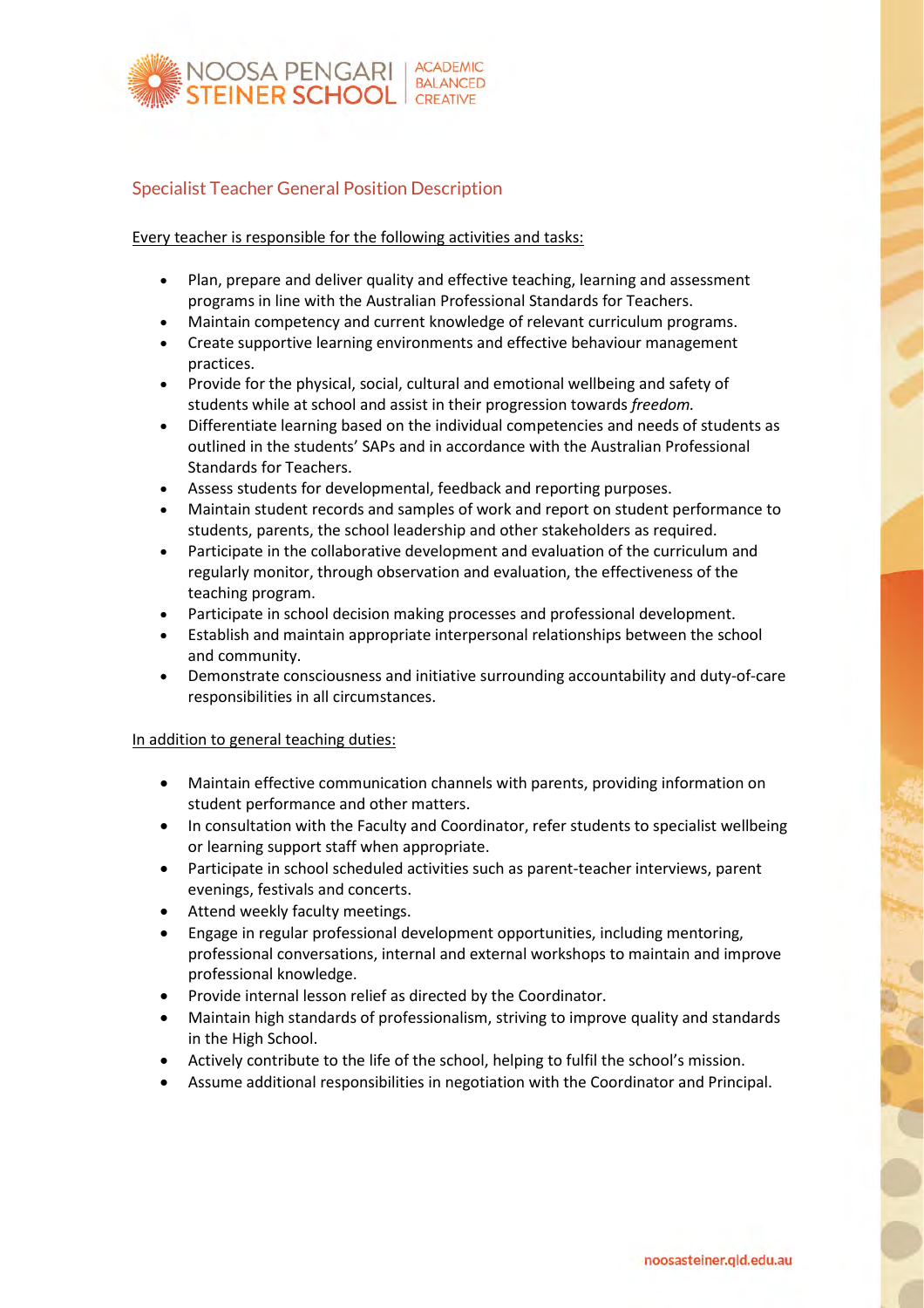## Specialist Teacher General Position Description

Every teacher is responsible for the following activities and tasks:

- Plan, prepare and deliver quality and effective teaching, learning and assessment programs in line with the Australian Professional Standards for Teachers.
- Maintain competency and current knowledge of relevant curriculum programs.
- Create supportive learning environments and effective behaviour management practices.
- Provide for the physical, social, cultural and emotional wellbeing and safety of students while at school and assist in their progression towards *freedom.*
- Differentiate learning based on the individual competencies and needs of students as outlined in the students' SAPs and in accordance with the Australian Professional Standards for Teachers.
- Assess students for developmental, feedback and reporting purposes.
- Maintain student records and samples of work and report on student performance to students, parents, the school leadership and other stakeholders as required.
- Participate in the collaborative development and evaluation of the curriculum and regularly monitor, through observation and evaluation, the effectiveness of the teaching program.
- Participate in school decision making processes and professional development.
- Establish and maintain appropriate interpersonal relationships between the school and community.
- Demonstrate consciousness and initiative surrounding accountability and duty-of-care responsibilities in all circumstances.

In addition to general teaching duties:

- Maintain effective communication channels with parents, providing information on student performance and other matters.
- In consultation with the Faculty and Coordinator, refer students to specialist wellbeing or learning support staff when appropriate.
- Participate in school scheduled activities such as parent-teacher interviews, parent evenings, festivals and concerts.
- Attend weekly faculty meetings.
- Engage in regular professional development opportunities, including mentoring, professional conversations, internal and external workshops to maintain and improve professional knowledge.
- Provide internal lesson relief as directed by the Coordinator.
- Maintain high standards of professionalism, striving to improve quality and standards in the High School.
- Actively contribute to the life of the school, helping to fulfil the school's mission.
- Assume additional responsibilities in negotiation with the Coordinator and Principal.